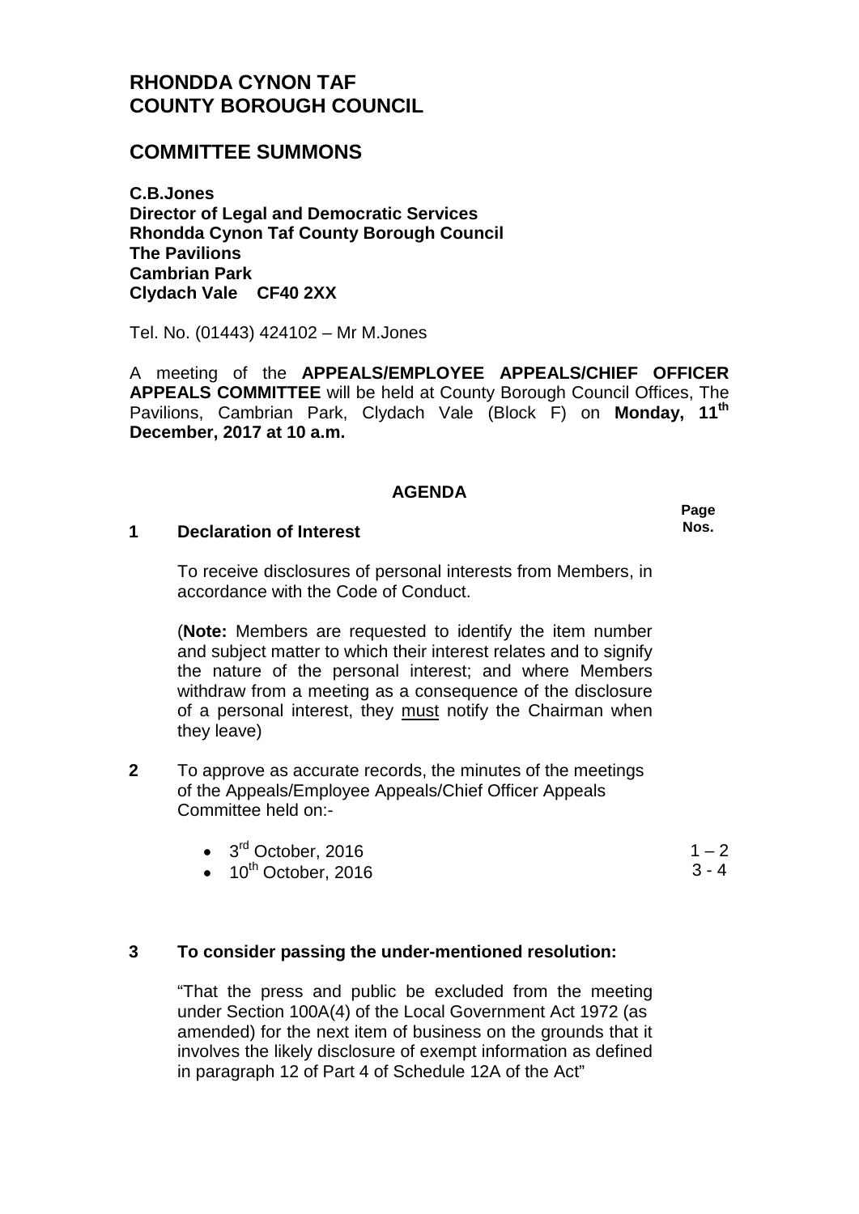# RHONDDA CYNON TAF COUNTY BOROUGH COUNCIL

## COMMITTEE SUMMONS

**C.B.Jones**
**Director of Legal and Democratic Services**
**Rhondda Cynon Taf County Borough Council**
**The Pavilions**
**Cambrian Park**
**Clydach Vale CF40 2XX**

Tel. No. (01443) 424102 – Mr M.Jones

A meeting of the **APPEALS/EMPLOYEE APPEALS/CHIEF OFFICER APPEALS COMMITTEE** will be held at County Borough Council Offices, The Pavilions, Cambrian Park, Clydach Vale (Block F) on **Monday, 11th December, 2017 at 10 a.m.**

### AGENDA

| | | Page Nos. |
|---|---|---|
| **1** | **Declaration of Interest** | |
| | To receive disclosures of personal interests from Members, in accordance with the Code of Conduct. | |
| | (**Note:** Members are requested to identify the item number and subject matter to which their interest relates and to signify the nature of the personal interest; and where Members withdraw from a meeting as a consequence of the disclosure of a personal interest, they must notify the Chairman when they leave) | |
| **2** | To approve as accurate records, the minutes of the meetings of the Appeals/Employee Appeals/Chief Officer Appeals Committee held on:- | |
| | • 3rd October, 2016 | 1 – 2 |
| | • 10th October, 2016 | 3 - 4 |
| **3** | **To consider passing the under-mentioned resolution:** | |
| | "That the press and public be excluded from the meeting under Section 100A(4) of the Local Government Act 1972 (as amended) for the next item of business on the grounds that it involves the likely disclosure of exempt information as defined in paragraph 12 of Part 4 of Schedule 12A of the Act" | |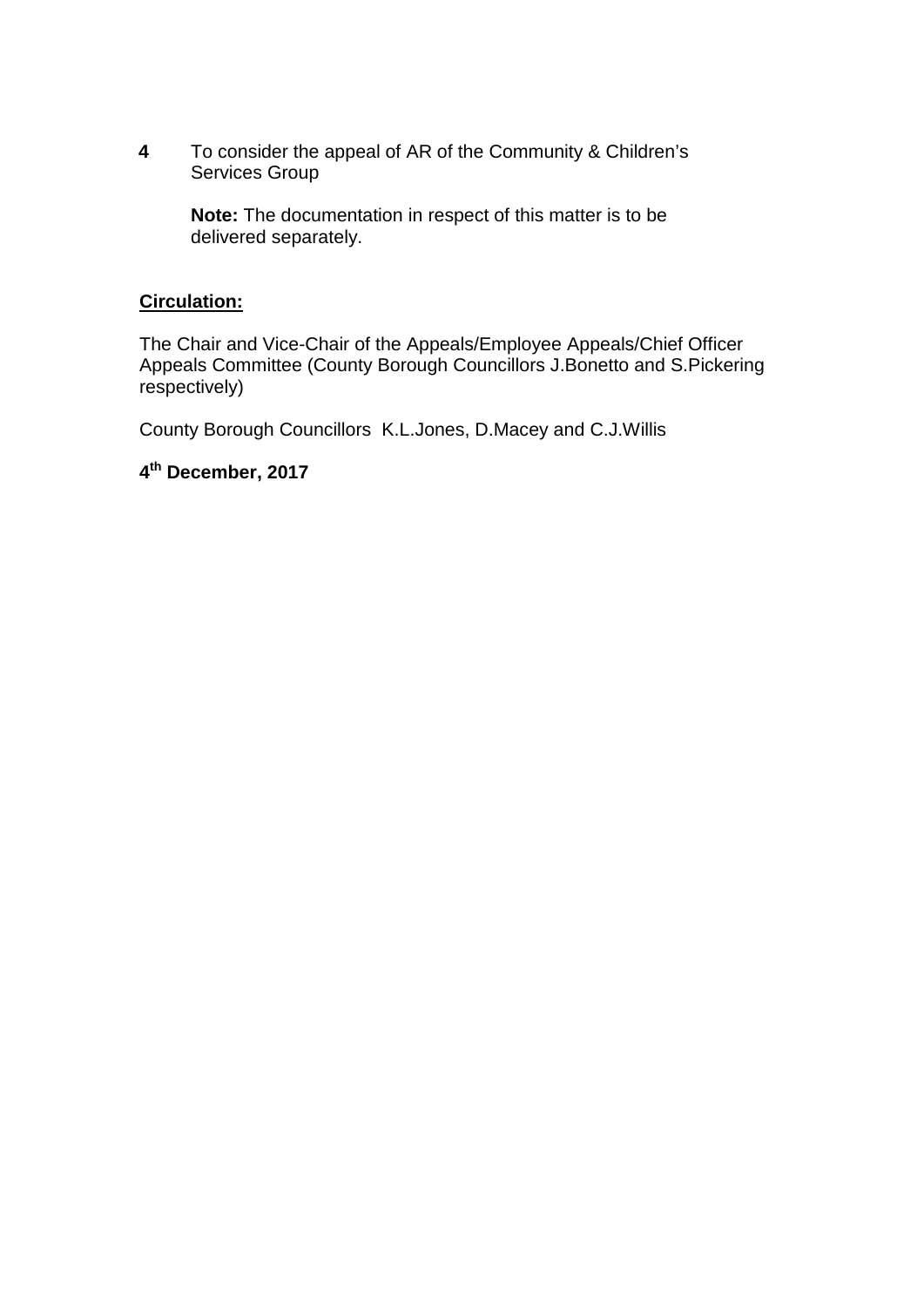**4** To consider the appeal of AR of the Community & Children's Services Group

**Note:** The documentation in respect of this matter is to be delivered separately.

**<u>Circulation:</u>**

The Chair and Vice-Chair of the Appeals/Employee Appeals/Chief Officer Appeals Committee (County Borough Councillors J.Bonetto and S.Pickering respectively)

County Borough Councillors K.L.Jones, D.Macey and C.J.Willis

**4th December, 2017**